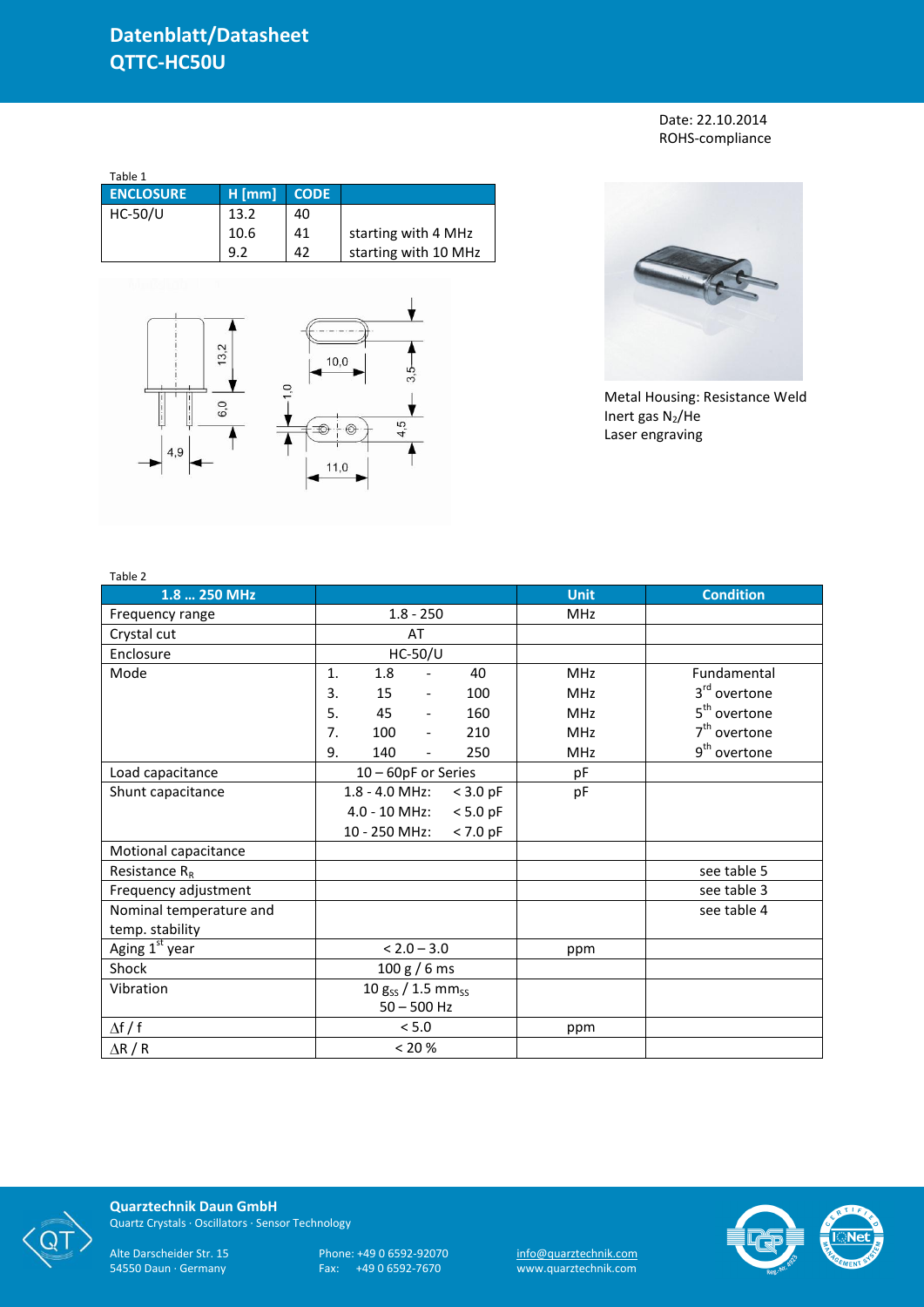# Datenblatt/Datasheet
# QTTC-HC50U

Date: 22.10.2014
ROHS-compliance

Table 1

| ENCLOSURE | H [mm] | CODE | |
|---|---|---|---|
| HC-50/U | 13.2 | 40 | |
| | 10.6 | 41 | starting with 4 MHz |
| | 9.2 | 42 | starting with 10 MHz |

Metal Housing: Resistance Weld
Inert gas $N_2$/He
Laser engraving

Table 2

| 1.8 … 250 MHz | | Unit | Condition |
|---|---|---|---|
| Frequency range | 1.8 - 250 | MHz | |
| Crystal cut | AT | | |
| Enclosure | HC-50/U | | |
| Mode | 1. 1.8 - 40 | MHz | Fundamental |
| | 3. 15 - 100 | MHz | 3rd overtone |
| | 5. 45 - 160 | MHz | 5th overtone |
| | 7. 100 - 210 | MHz | 7th overtone |
| | 9. 140 - 250 | MHz | 9th overtone |
| Load capacitance | 10 – 60pF or Series | pF | |
| Shunt capacitance | 1.8 - 4.0 MHz: < 3.0 pF | pF | |
| | 4.0 - 10 MHz: < 5.0 pF | | |
| | 10 - 250 MHz: < 7.0 pF | | |
| Motional capacitance | | | |
| Resistance $R_R$ | | | see table 5 |
| Frequency adjustment | | | see table 3 |
| Nominal temperature and temp. stability | | | see table 4 |
| Aging 1st year | < 2.0 – 3.0 | ppm | |
| Shock | 100 g / 6 ms | | |
| Vibration | 10 $g_{SS}$ / 1.5 $mm_{SS}$ 50 – 500 Hz | | |
| $\Delta f / f$ | < 5.0 | ppm | |
| $\Delta R / R$ | < 20 % | | |

**Quarztechnik Daun GmbH**
Quartz Crystals · Oscillators · Sensor Technology

Alte Darscheider Str. 15
54550 Daun · Germany

Phone: +49 0 6592-92070
Fax: +49 0 6592-7670

info@quarztechnik.com
www.quarztechnik.com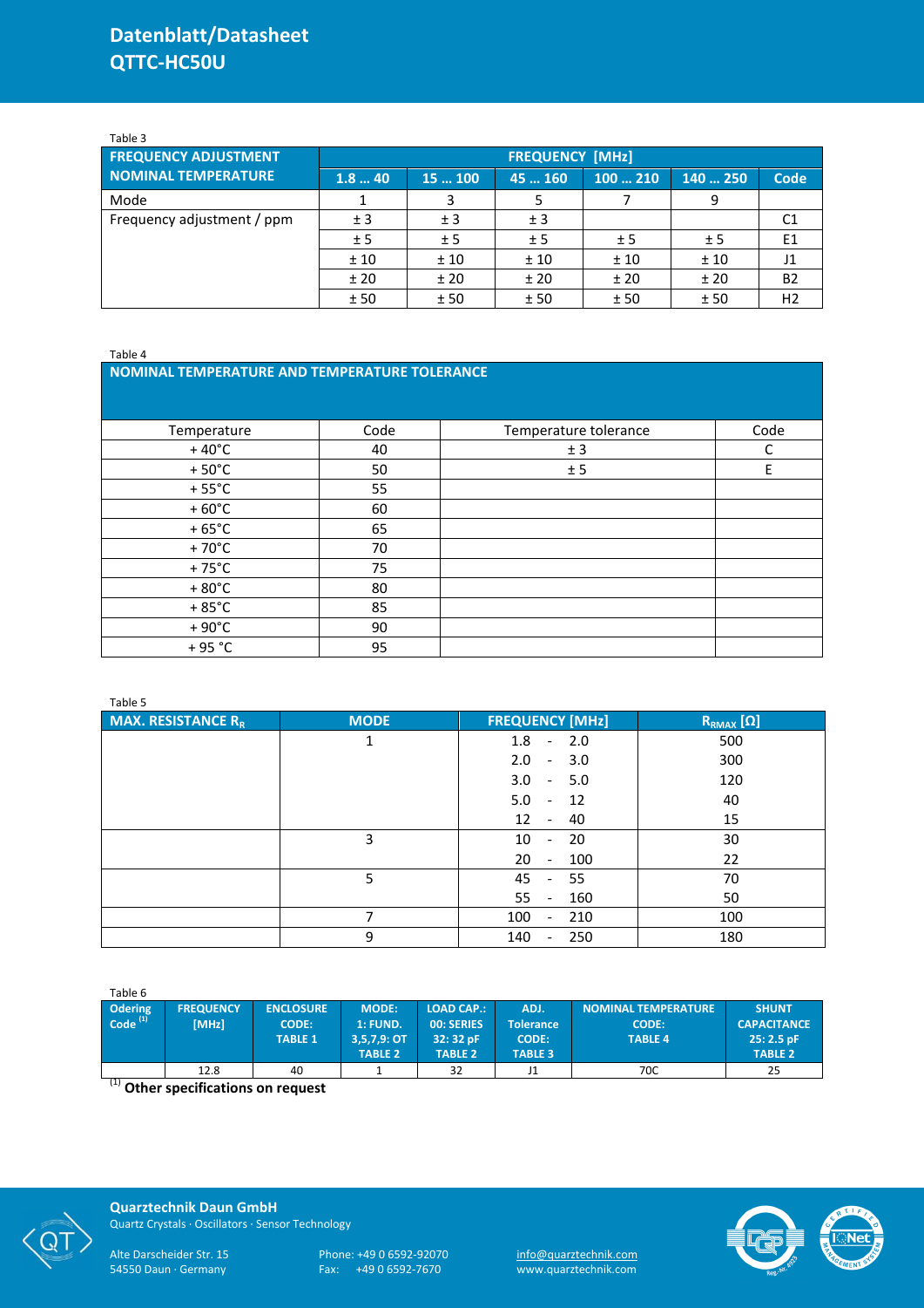Table 3

| FREQUENCY ADJUSTMENT NOMINAL TEMPERATURE | FREQUENCY [MHz] | | | | | |
|---|---|---|---|---|---|---|
| | 1.8 … 40 | 15 … 100 | 45 … 160 | 100 … 210 | 140 … 250 | Code |
| Mode | 1 | 3 | 5 | 7 | 9 | |
| Frequency adjustment / ppm | ± 3 | ± 3 | ± 3 | | | C1 |
| | ± 5 | ± 5 | ± 5 | ± 5 | ± 5 | E1 |
| | ± 10 | ± 10 | ± 10 | ± 10 | ± 10 | J1 |
| | ± 20 | ± 20 | ± 20 | ± 20 | ± 20 | B2 |
| | ± 50 | ± 50 | ± 50 | ± 50 | ± 50 | H2 |

Table 4

**NOMINAL TEMPERATURE AND TEMPERATURE TOLERANCE**

| Temperature | Code | Temperature tolerance | Code |
|---|---|---|---|
| + 40°C | 40 | ± 3 | C |
| + 50°C | 50 | ± 5 | E |
| + 55°C | 55 | | |
| + 60°C | 60 | | |
| + 65°C | 65 | | |
| + 70°C | 70 | | |
| + 75°C | 75 | | |
| + 80°C | 80 | | |
| + 85°C | 85 | | |
| + 90°C | 90 | | |
| + 95 °C | 95 | | |

Table 5

| MAX. RESISTANCE $R_R$ | MODE | FREQUENCY [MHz] | $R_{RMAX}$ [Ω] |
|---|---|---|---|
| | 1 | 1.8 - 2.0 | 500 |
| | | 2.0 - 3.0 | 300 |
| | | 3.0 - 5.0 | 120 |
| | | 5.0 - 12 | 40 |
| | | 12 - 40 | 15 |
| | 3 | 10 - 20 | 30 |
| | | 20 - 100 | 22 |
| | 5 | 45 - 55 | 70 |
| | | 55 - 160 | 50 |
| | 7 | 100 - 210 | 100 |
| | 9 | 140 - 250 | 180 |

Table 6

| Odering Code [1] | FREQUENCY [MHz] | ENCLOSURE CODE: TABLE 1 | MODE: 1: FUND. 3,5,7,9: OT TABLE 2 | LOAD CAP.: 00: SERIES 32: 32 pF TABLE 2 | ADJ. Tolerance CODE: TABLE 3 | NOMINAL TEMPERATURE CODE: TABLE 4 | SHUNT CAPACITANCE 25: 2.5 pF TABLE 2 |
|---|---|---|---|---|---|---|---|
| | 12.8 | 40 | 1 | 32 | J1 | 70C | 25 |

[1] **Other specifications on request**

**Quarztechnik Daun GmbH**
Quartz Crystals · Oscillators · Sensor Technology

Alte Darscheider Str. 15
54550 Daun · Germany

Phone: +49 0 6592-92070
Fax: +49 0 6592-7670

info@quarztechnik.com
www.quarztechnik.com